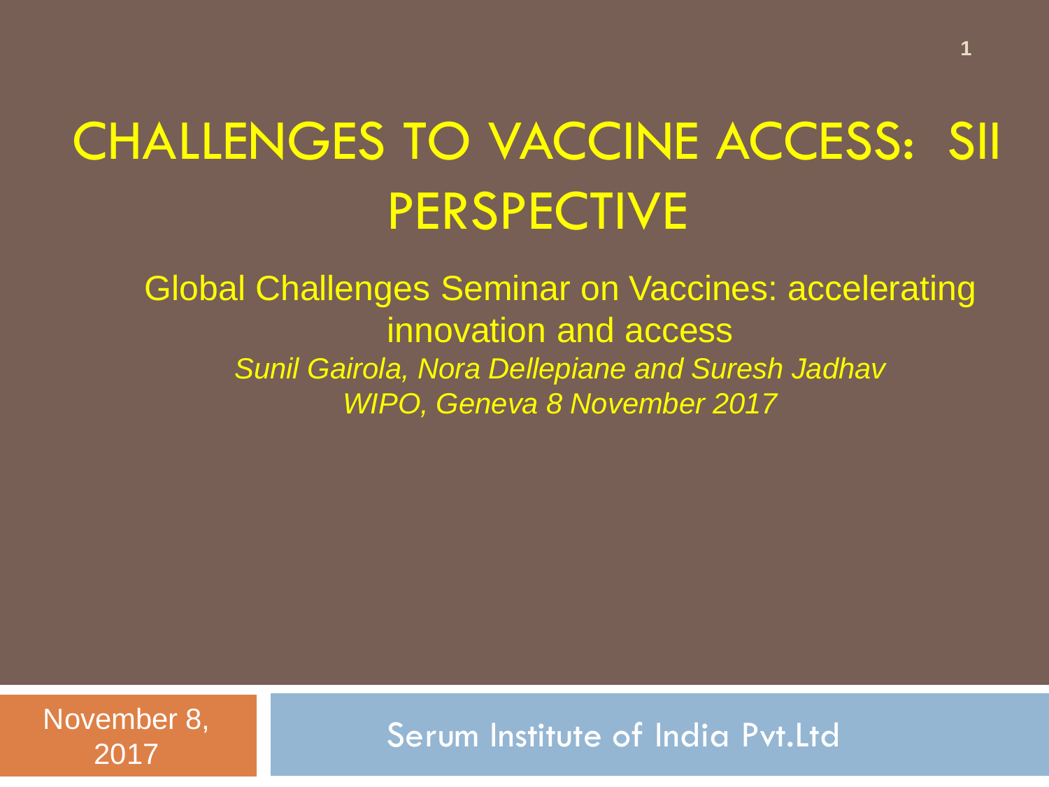# CHALLENGES TO VACCINE ACCESS: SII PERSPECTIVE

Global Challenges Seminar on Vaccines: accelerating innovation and access

*Sunil Gairola, Nora Dellepiane and Suresh Jadhav*

*WIPO, Geneva 8 November 2017*

November 8, 2017

Serum Institute of India Pvt.Ltd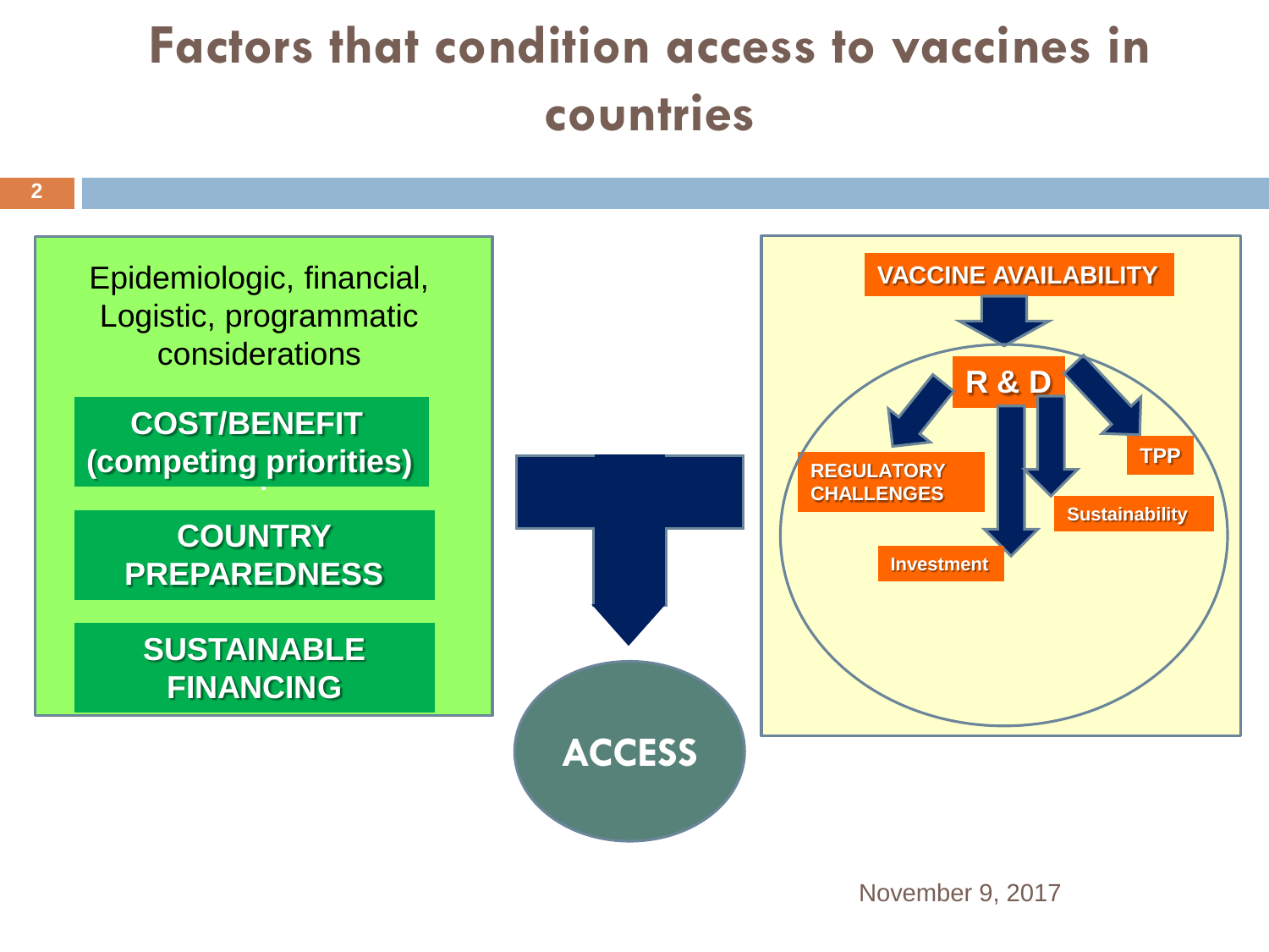# Factors that condition access to vaccines in countries

Epidemiologic, financial, Logistic, programmatic considerations

**COST/BENEFIT (competing priorities)**

**COUNTRY PREPAREDNESS**

**SUSTAINABLE FINANCING**

**ACCESS**

**VACCINE AVAILABILITY**

**R & D**

**REGULATORY CHALLENGES**

**TPP**

**Sustainability**

**Investment**

November 9, 2017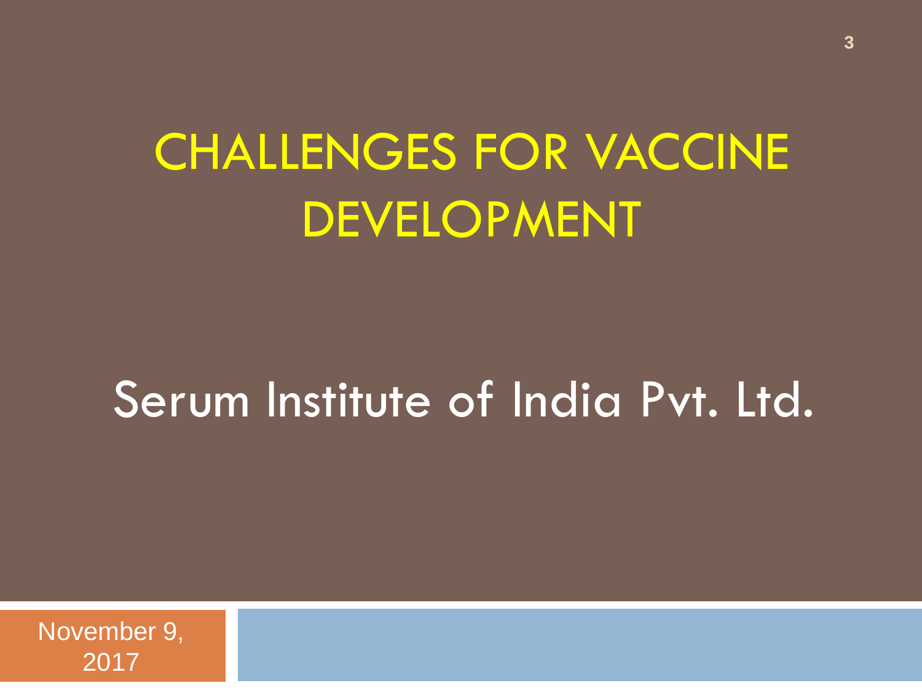# CHALLENGES FOR VACCINE DEVELOPMENT

Serum Institute of India Pvt. Ltd.

November 9, 2017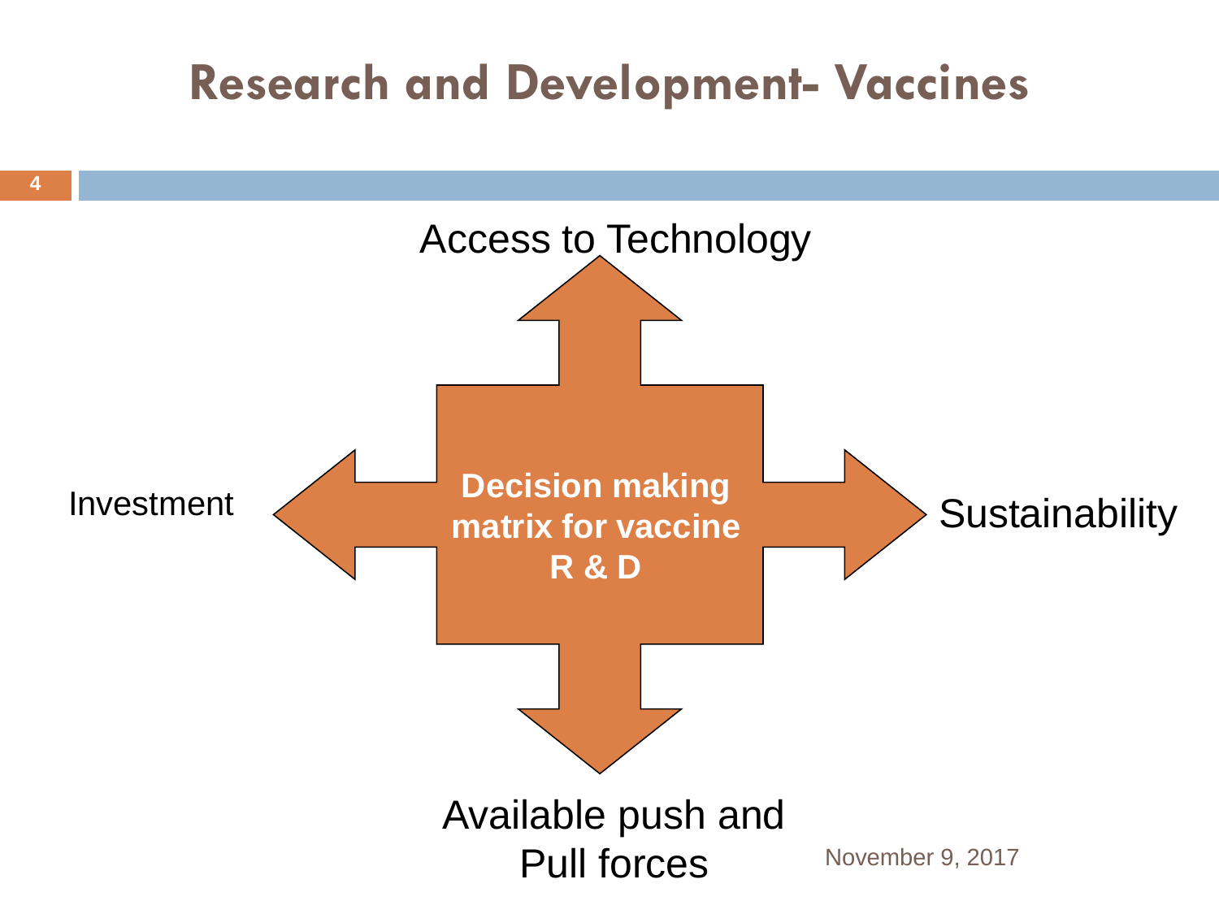# Research and Development- Vaccines

Access to Technology

Investment

**Decision making matrix for vaccine R & D**

Sustainability

Available push and Pull forces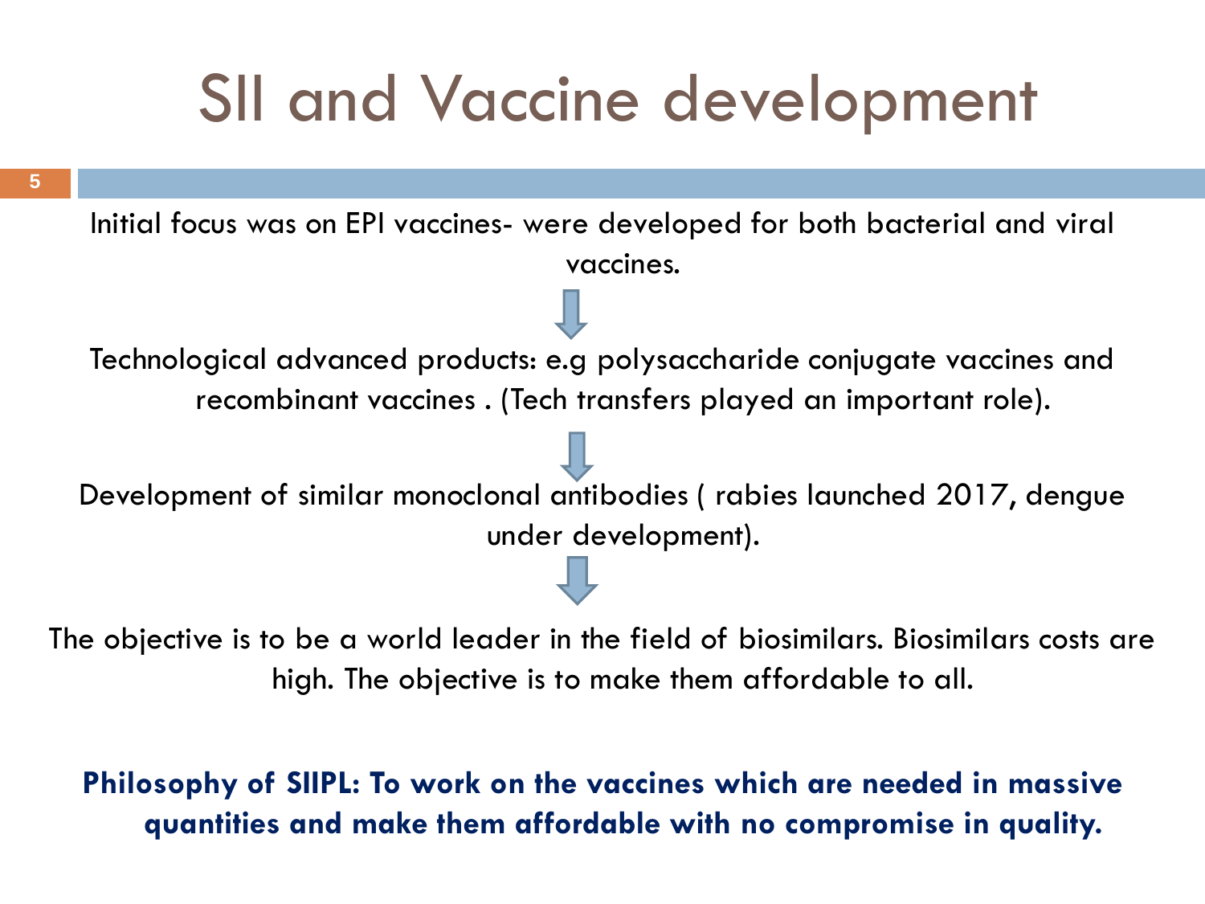# SII and Vaccine development

Initial focus was on EPI vaccines- were developed for both bacterial and viral vaccines.

↓

Technological advanced products: e.g polysaccharide conjugate vaccines and recombinant vaccines . (Tech transfers played an important role).

↓

Development of similar monoclonal antibodies ( rabies launched 2017, dengue under development).

↓

The objective is to be a world leader in the field of biosimilars. Biosimilars costs are high. The objective is to make them affordable to all.

**Philosophy of SIIPL: To work on the vaccines which are needed in massive quantities and make them affordable with no compromise in quality.**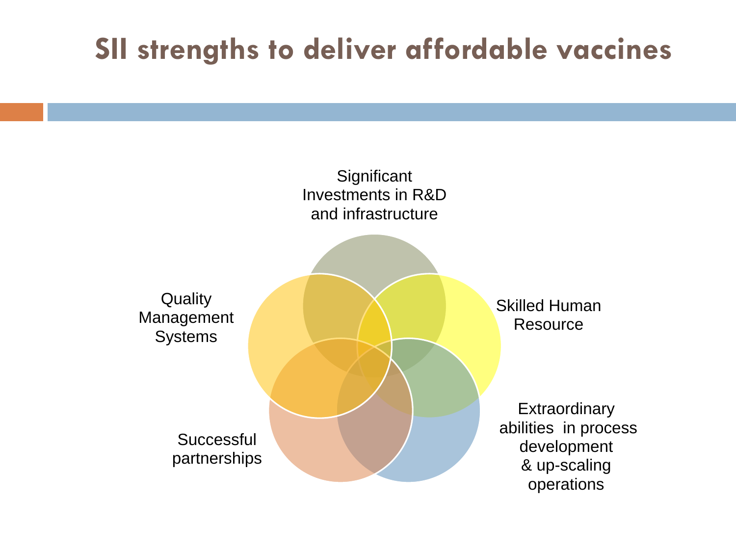# SII strengths to deliver affordable vaccines

- Significant Investments in R&D and infrastructure
- Skilled Human Resource
- Extraordinary abilities in process development & up-scaling operations
- Successful partnerships
- Quality Management Systems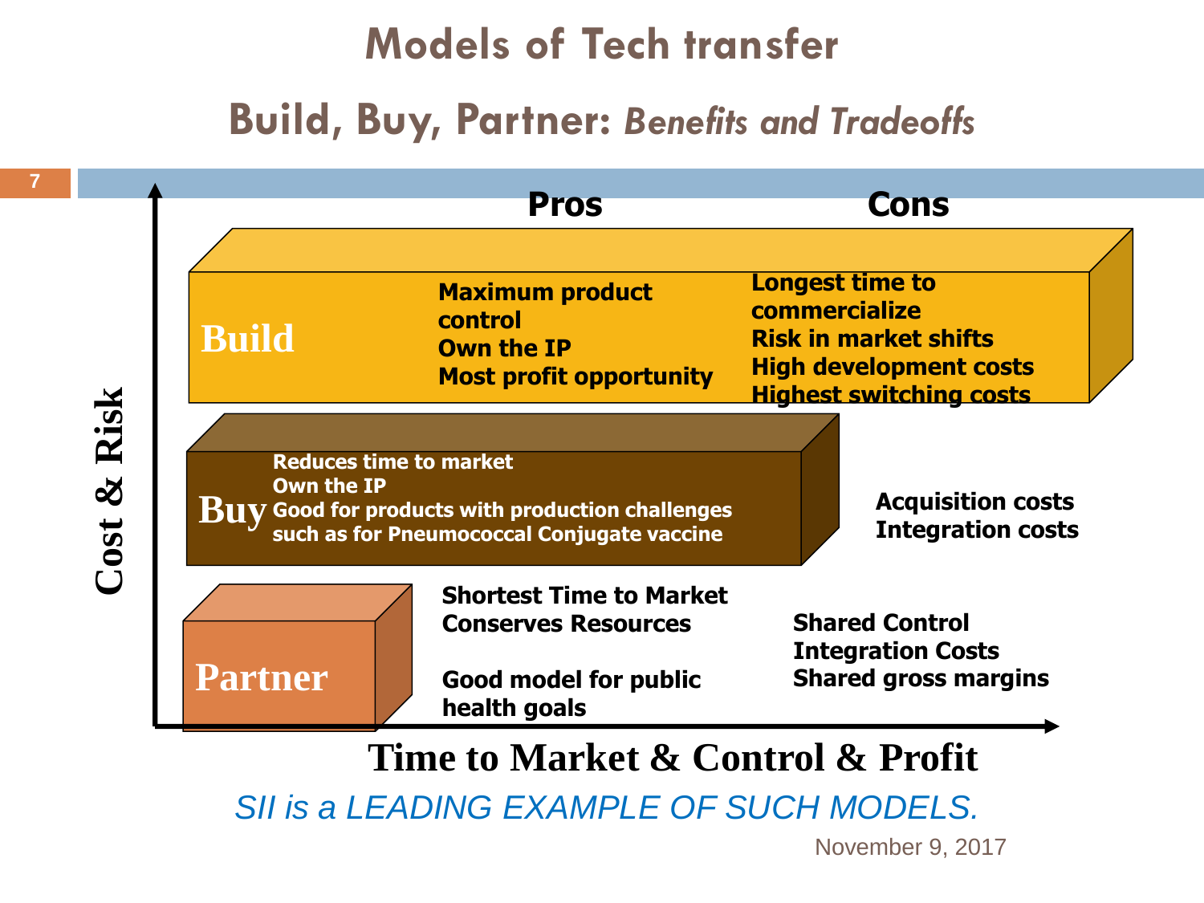# Models of Tech transfer

## Build, Buy, Partner: *Benefits and Tradeoffs*

| | Pros | Cons |
|---|---|---|
| **Build** | Maximum product control<br>Own the IP<br>Most profit opportunity | Longest time to commercialize<br>Risk in market shifts<br>High development costs<br>Highest switching costs |
| **Buy** | Reduces time to market<br>Own the IP<br>Good for products with production challenges such as for Pneumococcal Conjugate vaccine | Acquisition costs<br>Integration costs |
| **Partner** | Shortest Time to Market<br>Conserves Resources<br><br>Good model for public health goals | Shared Control<br>Integration Costs<br>Shared gross margins |

Vertical axis: **Cost & Risk**

Horizontal axis: **Time to Market & Control & Profit**

*SII is a LEADING EXAMPLE OF SUCH MODELS.*

November 9, 2017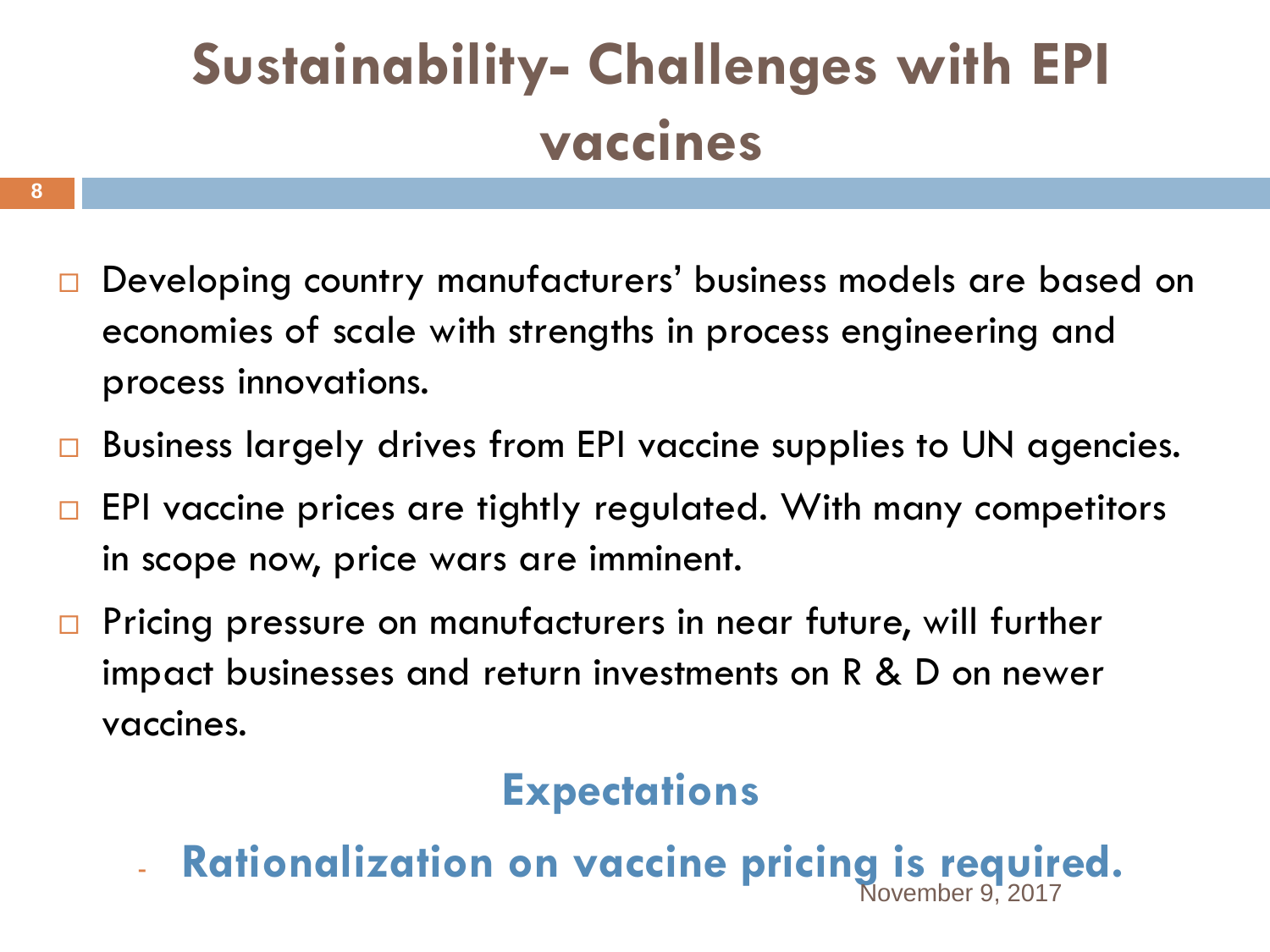# Sustainability- Challenges with EPI vaccines

- Developing country manufacturers' business models are based on economies of scale with strengths in process engineering and process innovations.
- Business largely drives from EPI vaccine supplies to UN agencies.
- EPI vaccine prices are tightly regulated. With many competitors in scope now, price wars are imminent.
- Pricing pressure on manufacturers in near future, will further impact businesses and return investments on R & D on newer vaccines.

## Expectations

- **Rationalization on vaccine pricing is required.**

November 9, 2017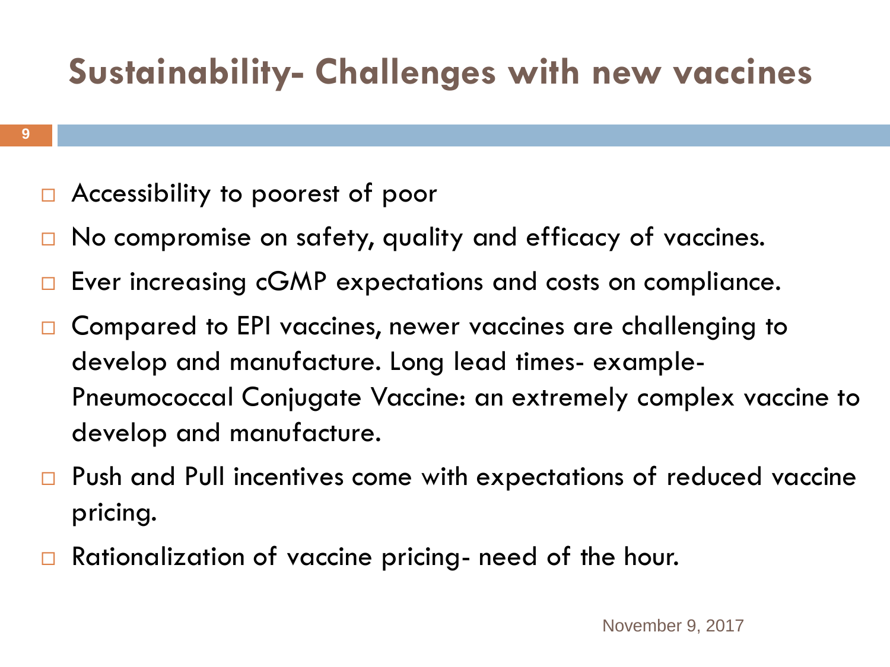# Sustainability- Challenges with new vaccines

- Accessibility to poorest of poor
- No compromise on safety, quality and efficacy of vaccines.
- Ever increasing cGMP expectations and costs on compliance.
- Compared to EPI vaccines, newer vaccines are challenging to develop and manufacture. Long lead times- example- Pneumococcal Conjugate Vaccine: an extremely complex vaccine to develop and manufacture.
- Push and Pull incentives come with expectations of reduced vaccine pricing.
- Rationalization of vaccine pricing- need of the hour.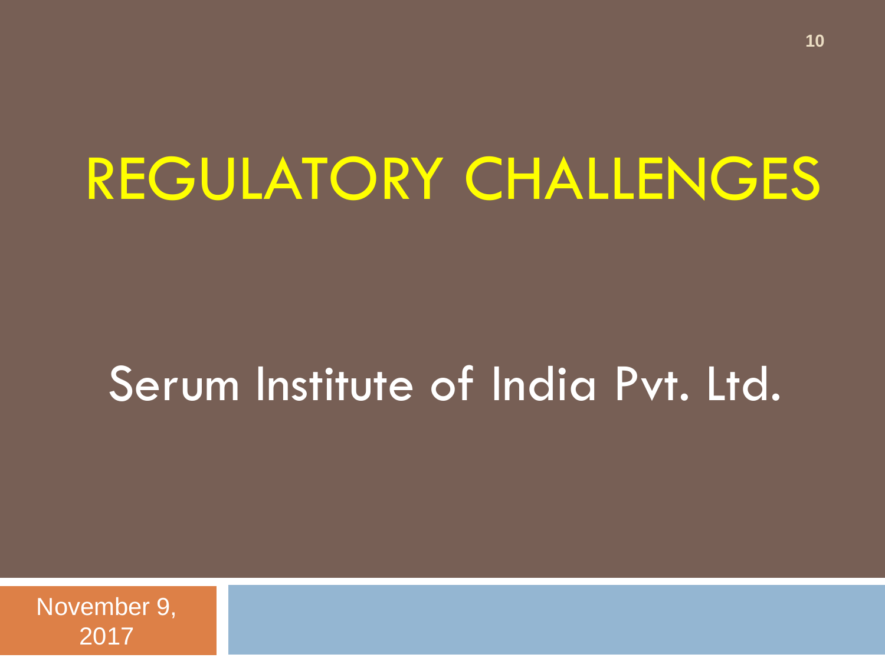# REGULATORY CHALLENGES

Serum Institute of India Pvt. Ltd.

November 9, 2017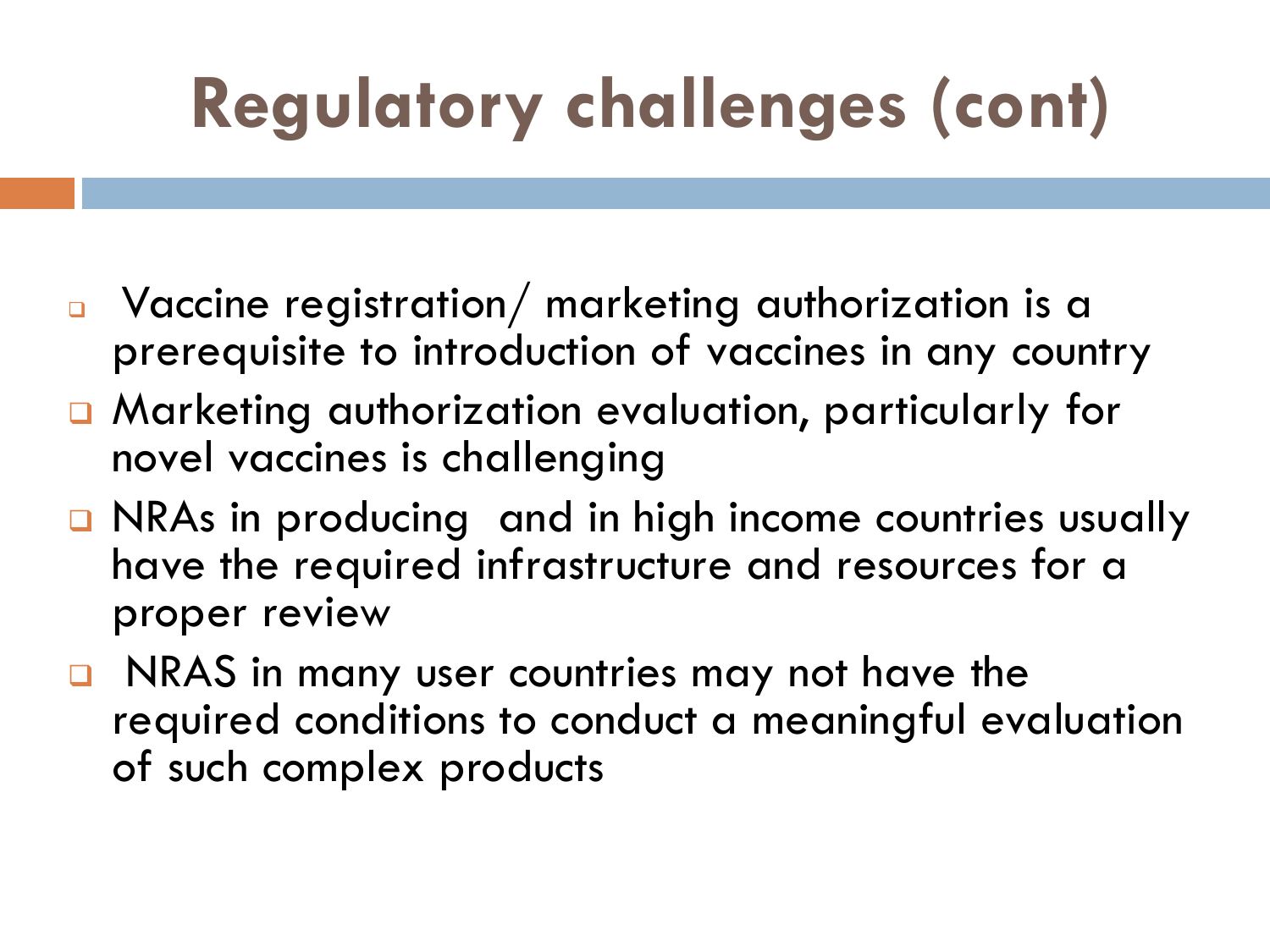# Regulatory challenges (cont)

- Vaccine registration/ marketing authorization is a prerequisite to introduction of vaccines in any country
- Marketing authorization evaluation, particularly for novel vaccines is challenging
- NRAs in producing and in high income countries usually have the required infrastructure and resources for a proper review
- NRAS in many user countries may not have the required conditions to conduct a meaningful evaluation of such complex products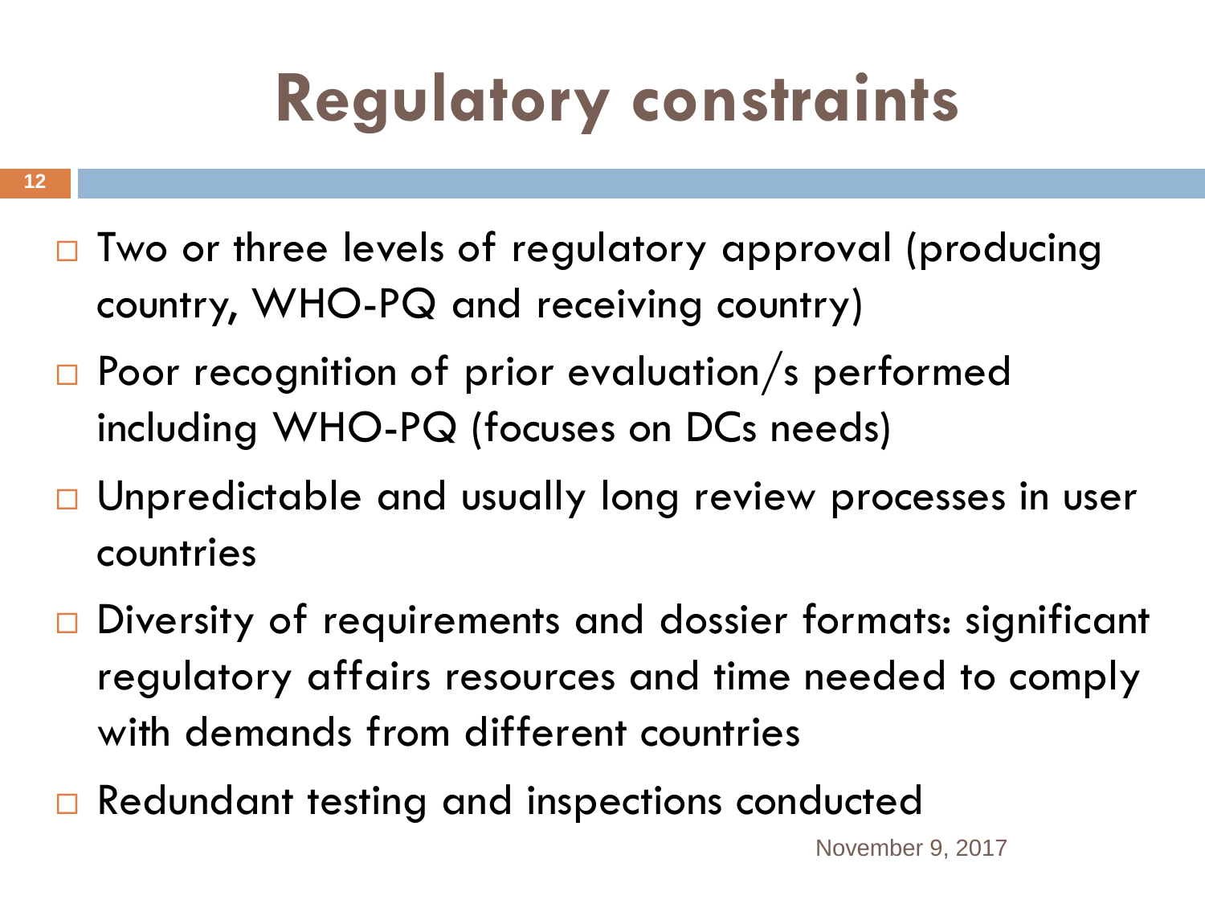# Regulatory constraints

- Two or three levels of regulatory approval (producing country, WHO-PQ and receiving country)
- Poor recognition of prior evaluation/s performed including WHO-PQ (focuses on DCs needs)
- Unpredictable and usually long review processes in user countries
- Diversity of requirements and dossier formats: significant regulatory affairs resources and time needed to comply with demands from different countries
- Redundant testing and inspections conducted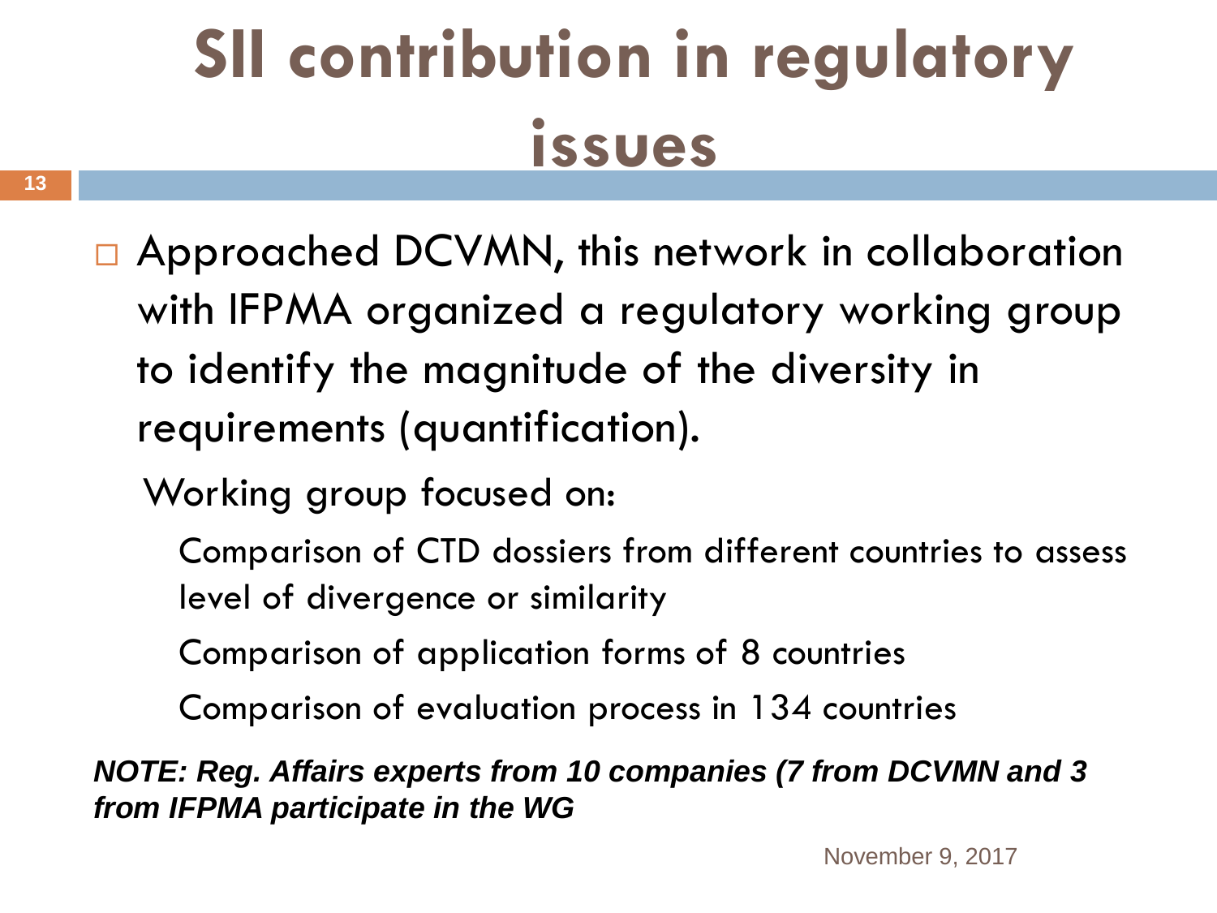# SII contribution in regulatory issues

- Approached DCVMN, this network in collaboration with IFPMA organized a regulatory working group to identify the magnitude of the diversity in requirements (quantification).

  Working group focused on:

  - Comparison of CTD dossiers from different countries to assess level of divergence or similarity
  - Comparison of application forms of 8 countries
  - Comparison of evaluation process in 134 countries

***NOTE: Reg. Affairs experts from 10 companies (7 from DCVMN and 3 from IFPMA participate in the WG***

November 9, 2017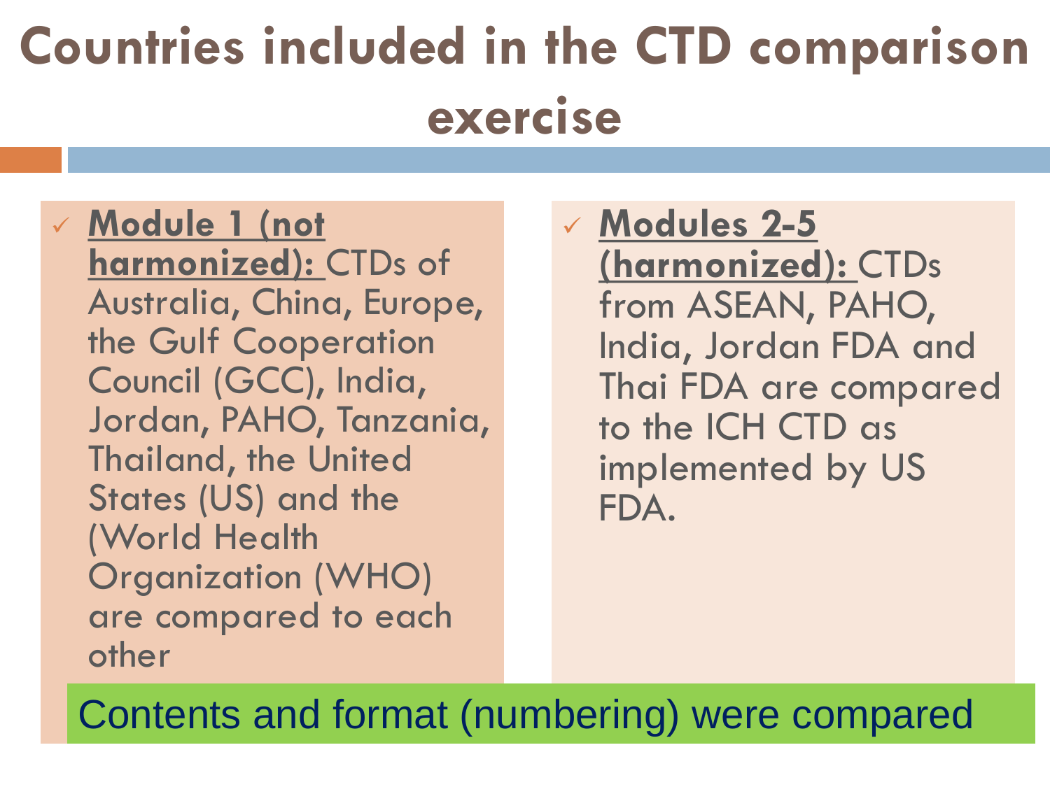# Countries included in the CTD comparison exercise

- ✓ **<u>Module 1 (not harmonized):</u>** CTDs of Australia, China, Europe, the Gulf Cooperation Council (GCC), India, Jordan, PAHO, Tanzania, Thailand, the United States (US) and the (World Health Organization (WHO) are compared to each other

- ✓ **<u>Modules 2-5 (harmonized):</u>** CTDs from ASEAN, PAHO, India, Jordan FDA and Thai FDA are compared to the ICH CTD as implemented by US FDA.

Contents and format (numbering) were compared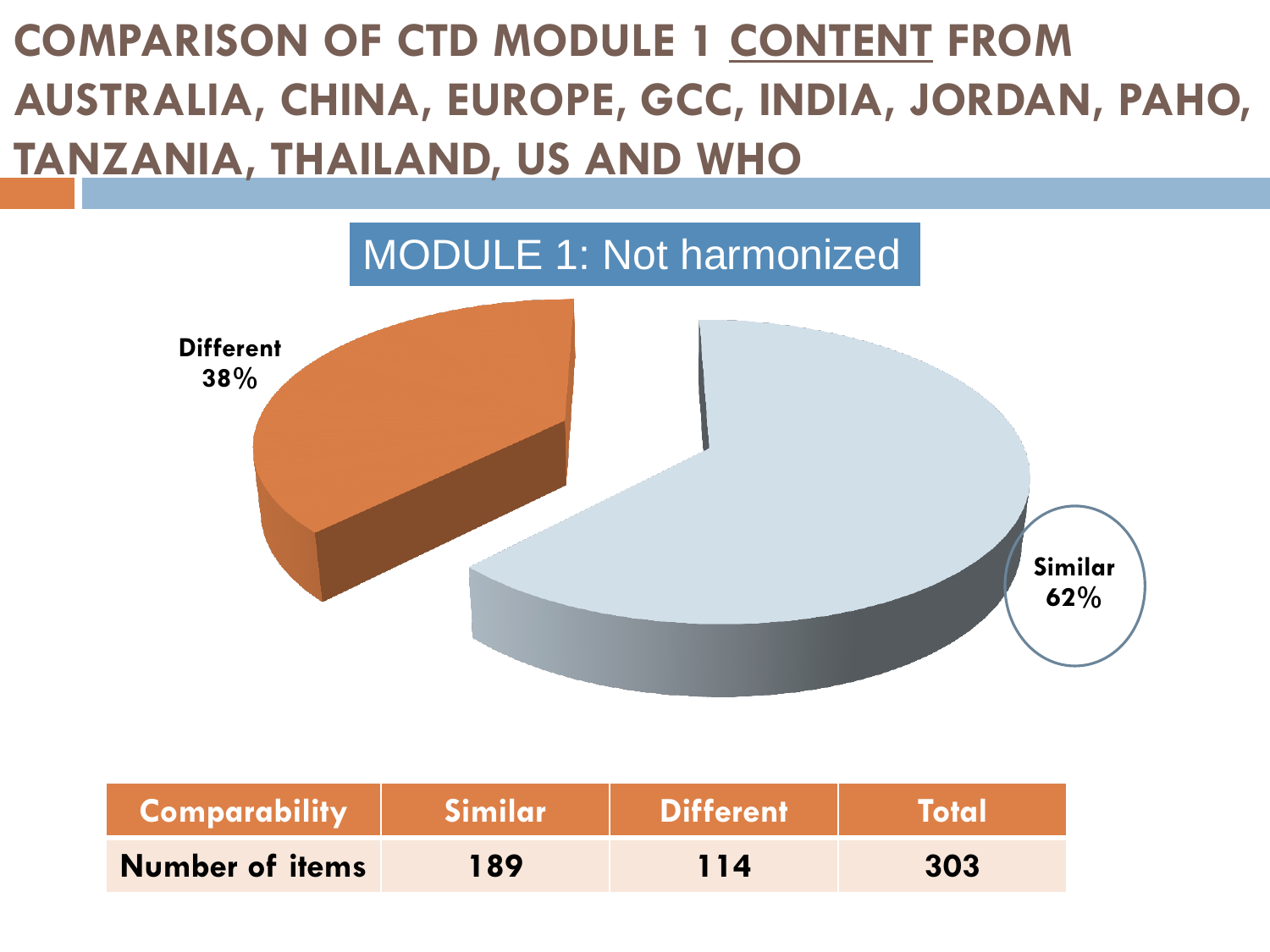# COMPARISON OF CTD MODULE 1 CONTENT FROM AUSTRALIA, CHINA, EUROPE, GCC, INDIA, JORDAN, PAHO, TANZANIA, THAILAND, US AND WHO

MODULE 1: Not harmonized

Different 38%

Similar 62%

| Comparability | Similar | Different | Total |
|---|---|---|---|
| Number of items | 189 | 114 | 303 |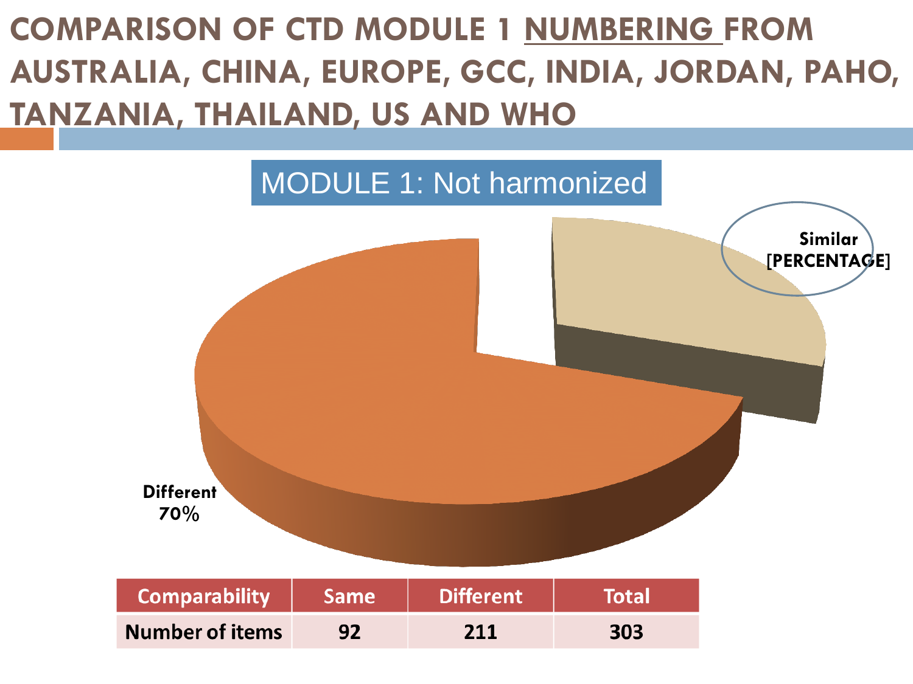# COMPARISON OF CTD MODULE 1 NUMBERING FROM AUSTRALIA, CHINA, EUROPE, GCC, INDIA, JORDAN, PAHO, TANZANIA, THAILAND, US AND WHO

MODULE 1: Not harmonized

Similar [PERCENTAGE]

Different 70%

| Comparability | Same | Different | Total |
| --- | --- | --- | --- |
| Number of items | 92 | 211 | 303 |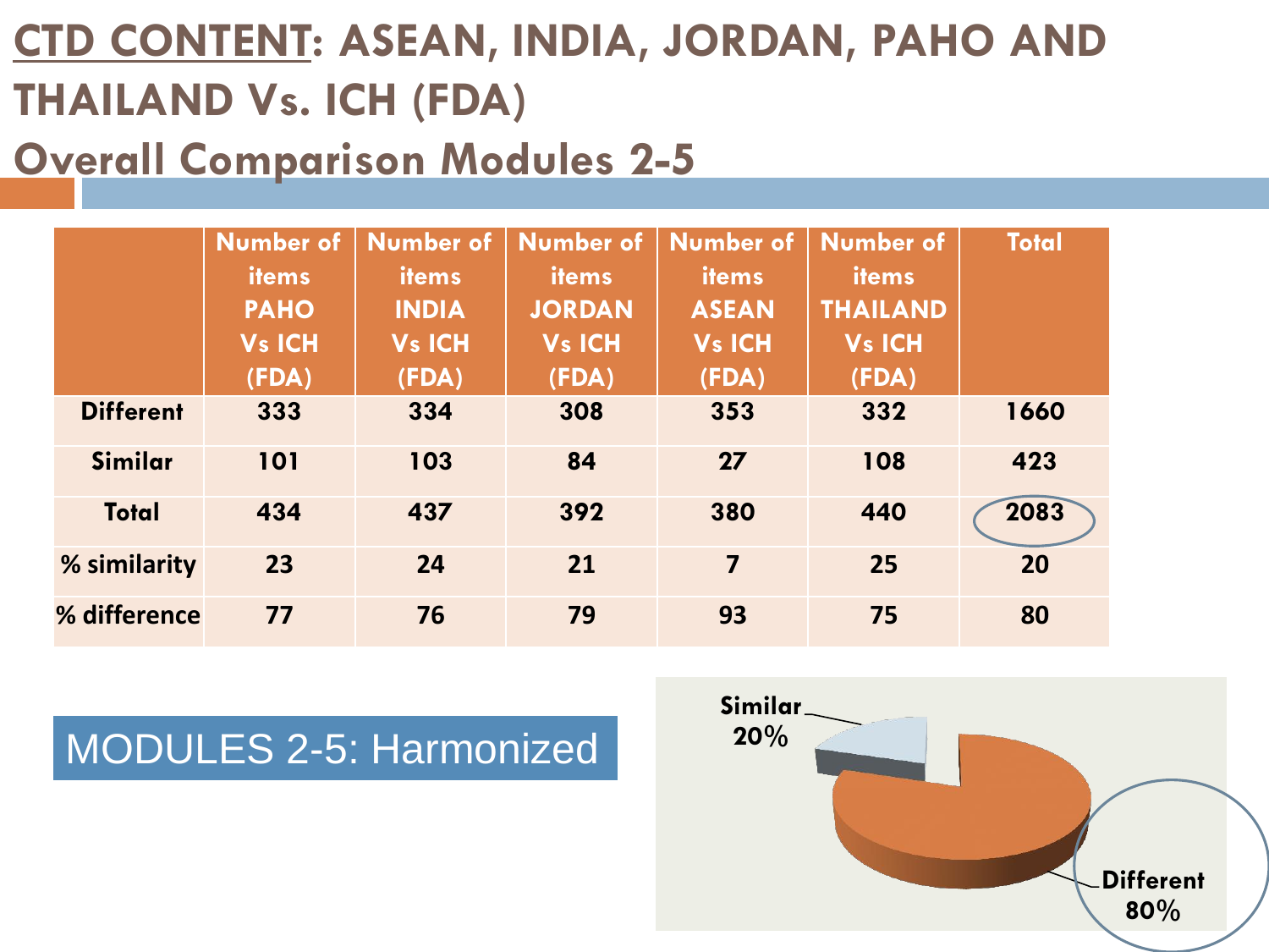# CTD CONTENT: ASEAN, INDIA, JORDAN, PAHO AND THAILAND Vs. ICH (FDA)

## Overall Comparison Modules 2-5

| | Number of items PAHO Vs ICH (FDA) | Number of items INDIA Vs ICH (FDA) | Number of items JORDAN Vs ICH (FDA) | Number of items ASEAN Vs ICH (FDA) | Number of items THAILAND Vs ICH (FDA) | Total |
|---|---|---|---|---|---|---|
| **Different** | 333 | 334 | 308 | 353 | 332 | 1660 |
| **Similar** | 101 | 103 | 84 | 27 | 108 | 423 |
| **Total** | 434 | 437 | 392 | 380 | 440 | 2083 |
| **% similarity** | 23 | 24 | 21 | 7 | 25 | 20 |
| **% difference** | 77 | 76 | 79 | 93 | 75 | 80 |

MODULES 2-5: Harmonized

Similar 20%

Different 80%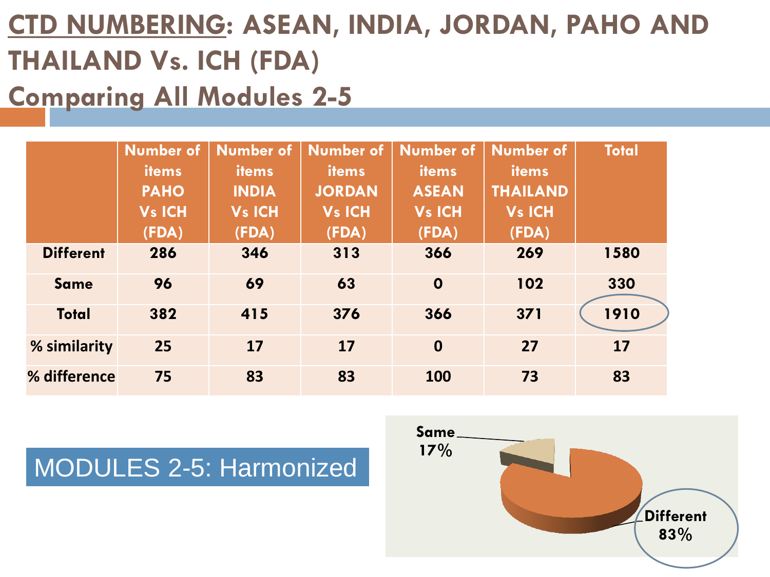# CTD NUMBERING: ASEAN, INDIA, JORDAN, PAHO AND THAILAND Vs. ICH (FDA)

## Comparing All Modules 2-5

| | Number of items PAHO Vs ICH (FDA) | Number of items INDIA Vs ICH (FDA) | Number of items JORDAN Vs ICH (FDA) | Number of items ASEAN Vs ICH (FDA) | Number of items THAILAND Vs ICH (FDA) | Total |
|---|---|---|---|---|---|---|
| **Different** | 286 | 346 | 313 | 366 | 269 | 1580 |
| **Same** | 96 | 69 | 63 | 0 | 102 | 330 |
| **Total** | 382 | 415 | 376 | 366 | 371 | 1910 |
| **% similarity** | 25 | 17 | 17 | 0 | 27 | 17 |
| **% difference** | 75 | 83 | 83 | 100 | 73 | 83 |

MODULES 2-5: Harmonized

Same 17%

Different 83%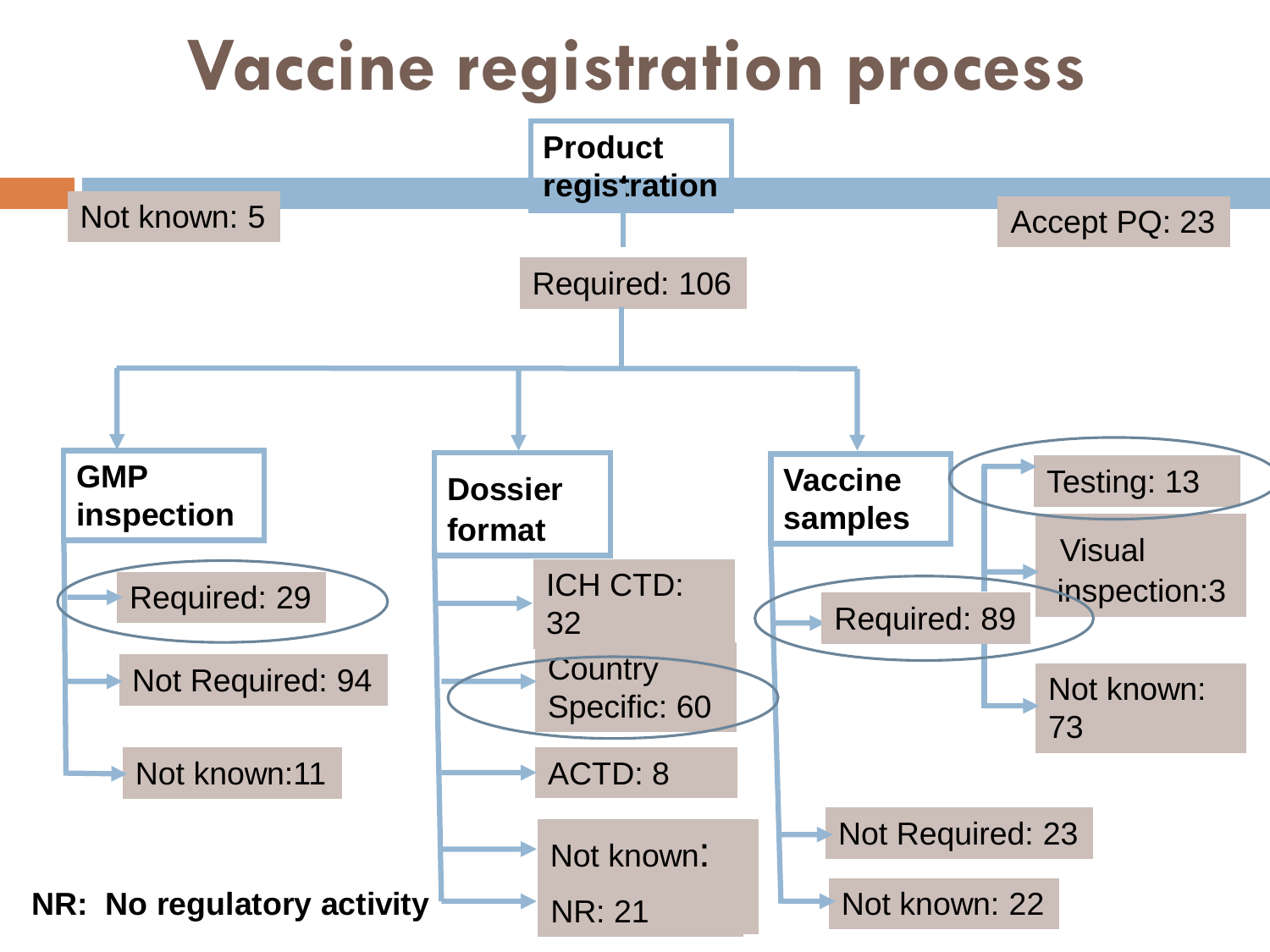# Vaccine registration process

**Product registration**

- Not known: 5
- Accept PQ: 23
- Required: 106
  - **GMP inspection**
    - Required: 29
    - Not Required: 94
    - Not known:11
  - **Dossier format**
    - ICH CTD: 32
    - Country Specific: 60
    - ACTD: 8
    - Not known:
    - NR: 21
  - **Vaccine samples**
    - Required: 89
      - Testing: 13
      - Visual inspection:3
      - Not known: 73
    - Not Required: 23
    - Not known: 22

**NR: No regulatory activity**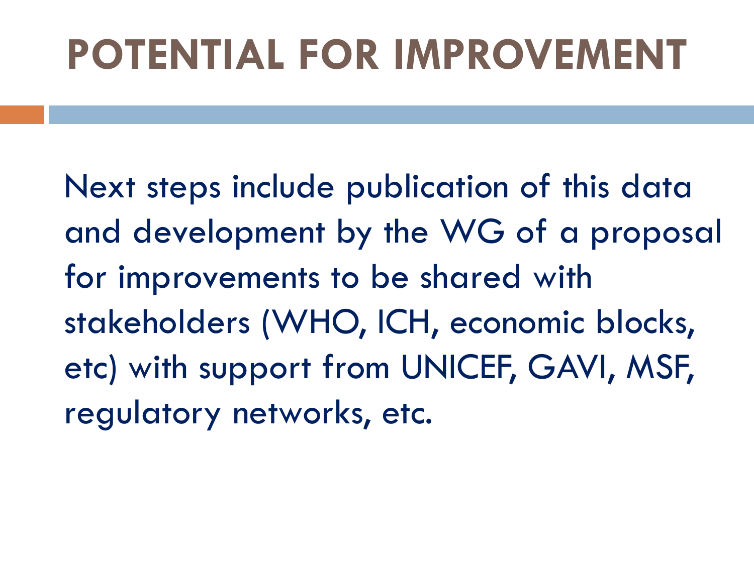# POTENTIAL FOR IMPROVEMENT

Next steps include publication of this data and development by the WG of a proposal for improvements to be shared with stakeholders (WHO, ICH, economic blocks, etc) with support from UNICEF, GAVI, MSF, regulatory networks, etc.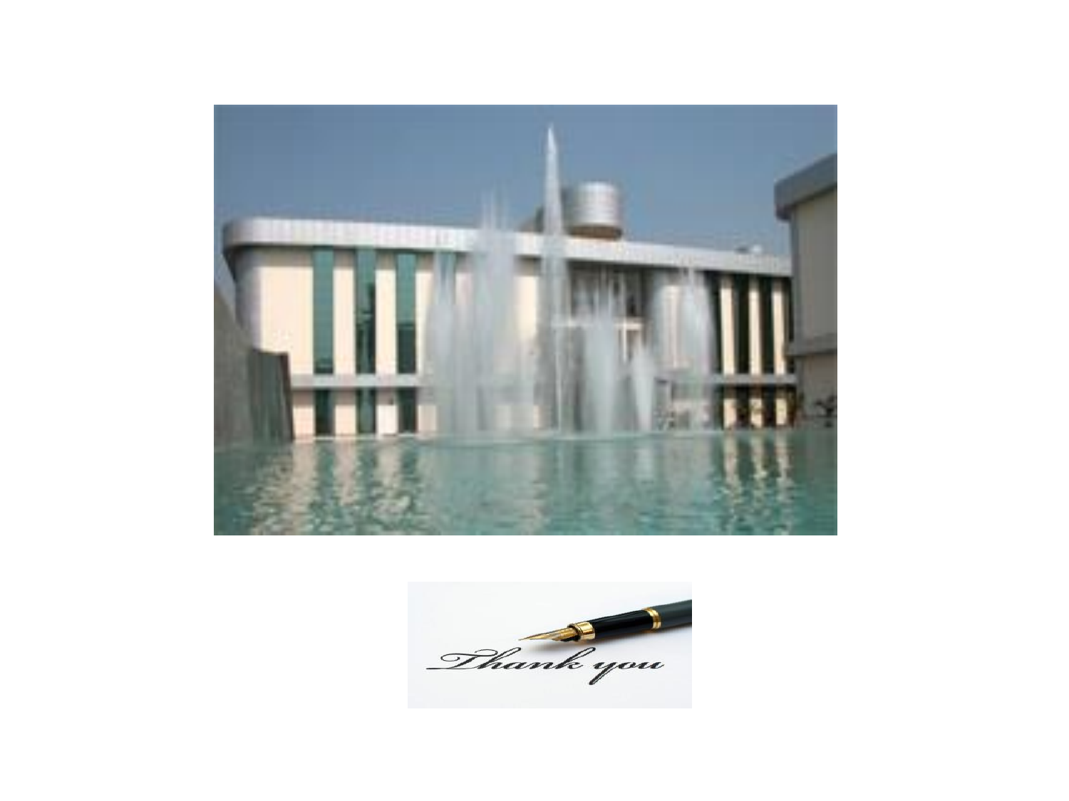Thank you